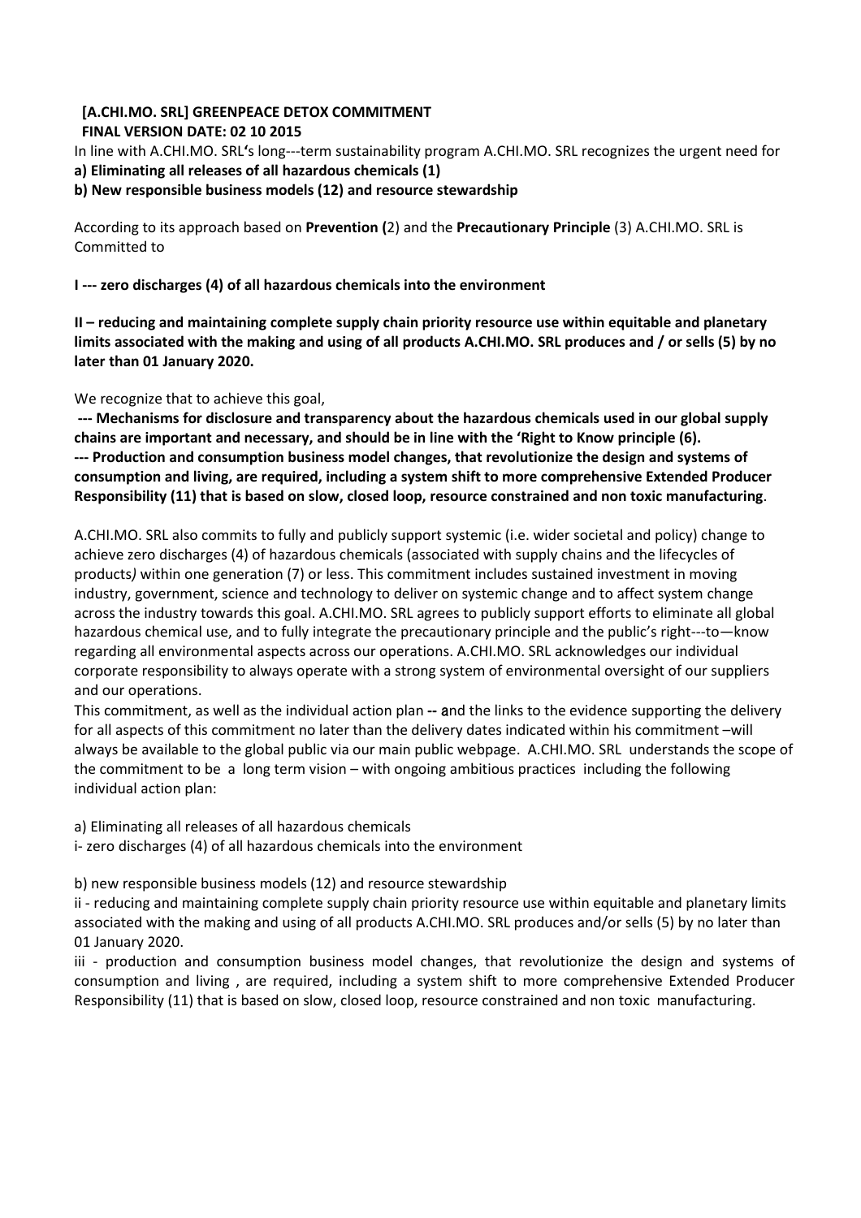**[A.CHI.MO. SRL] GREENPEACE DETOX COMMITMENT**
**FINAL VERSION DATE: 02 10 2015**

In line with A.CHI.MO. SRL's long---term sustainability program A.CHI.MO. SRL recognizes the urgent need for
**a) Eliminating all releases of all hazardous chemicals (1)**
**b) New responsible business models (12) and resource stewardship**

According to its approach based on **Prevention (**2) and the **Precautionary Principle** (3) A.CHI.MO. SRL is Committed to

**I --- zero discharges (4) of all hazardous chemicals into the environment**

**II – reducing and maintaining complete supply chain priority resource use within equitable and planetary limits associated with the making and using of all products A.CHI.MO. SRL produces and / or sells (5) by no later than 01 January 2020.**

We recognize that to achieve this goal,

**--- Mechanisms for disclosure and transparency about the hazardous chemicals used in our global supply chains are important and necessary, and should be in line with the 'Right to Know principle (6).**
**--- Production and consumption business model changes, that revolutionize the design and systems of consumption and living, are required, including a system shift to more comprehensive Extended Producer Responsibility (11) that is based on slow, closed loop, resource constrained and non toxic manufacturing**.

A.CHI.MO. SRL also commits to fully and publicly support systemic (i.e. wider societal and policy) change to achieve zero discharges (4) of hazardous chemicals (associated with supply chains and the lifecycles of products*)* within one generation (7) or less. This commitment includes sustained investment in moving industry, government, science and technology to deliver on systemic change and to affect system change across the industry towards this goal. A.CHI.MO. SRL agrees to publicly support efforts to eliminate all global hazardous chemical use, and to fully integrate the precautionary principle and the public's right---to—know regarding all environmental aspects across our operations. A.CHI.MO. SRL acknowledges our individual corporate responsibility to always operate with a strong system of environmental oversight of our suppliers and our operations.

This commitment, as well as the individual action plan **-- a**nd the links to the evidence supporting the delivery for all aspects of this commitment no later than the delivery dates indicated within his commitment –will always be available to the global public via our main public webpage. A.CHI.MO. SRL understands the scope of the commitment to be a long term vision – with ongoing ambitious practices including the following individual action plan:

a) Eliminating all releases of all hazardous chemicals
i- zero discharges (4) of all hazardous chemicals into the environment

b) new responsible business models (12) and resource stewardship
ii - reducing and maintaining complete supply chain priority resource use within equitable and planetary limits associated with the making and using of all products A.CHI.MO. SRL produces and/or sells (5) by no later than 01 January 2020.
iii - production and consumption business model changes, that revolutionize the design and systems of consumption and living , are required, including a system shift to more comprehensive Extended Producer Responsibility (11) that is based on slow, closed loop, resource constrained and non toxic manufacturing.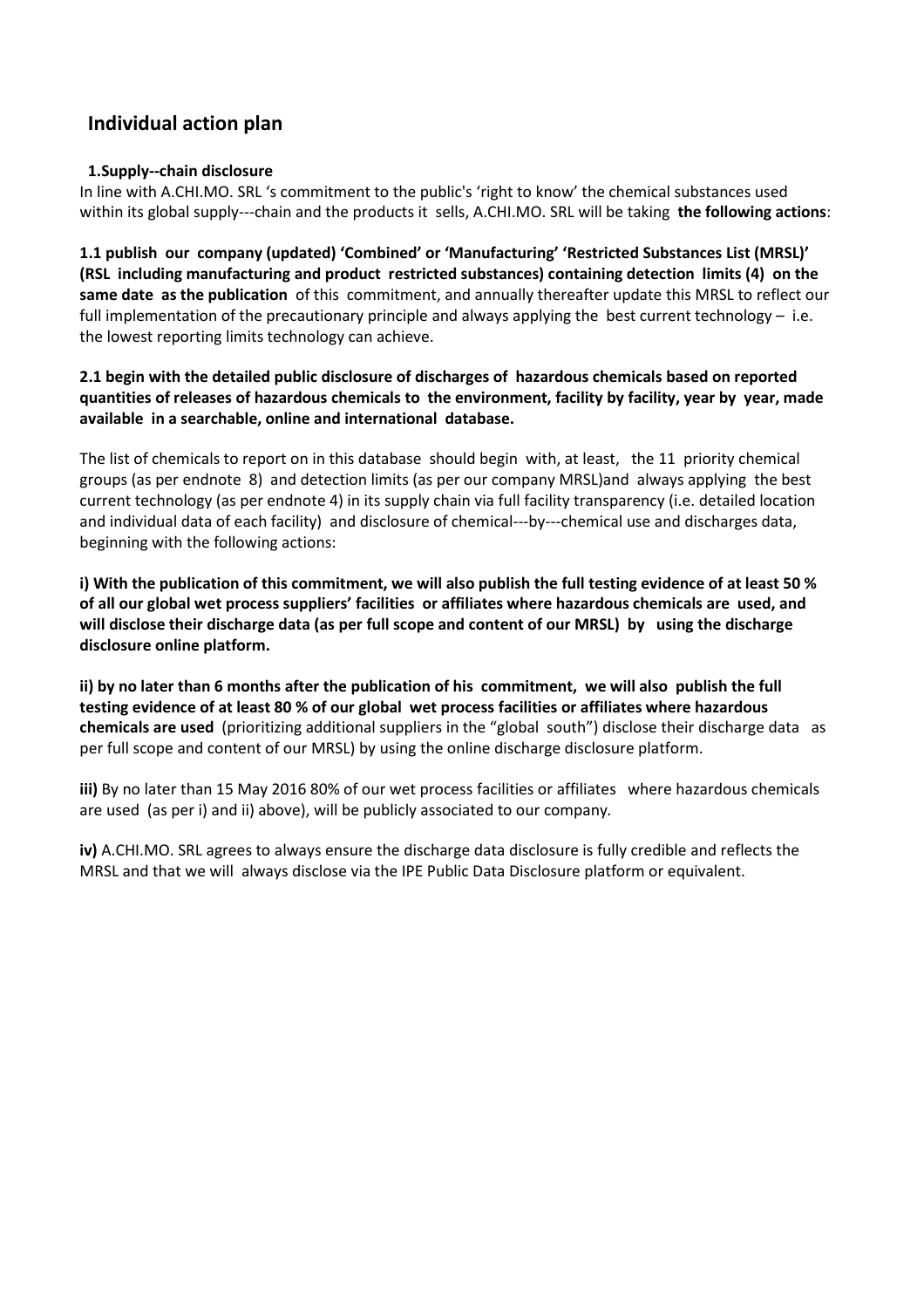## Individual action plan

### 1.Supply--chain disclosure

In line with A.CHI.MO. SRL 's commitment to the public's 'right to know' the chemical substances used within its global supply---chain and the products it sells, A.CHI.MO. SRL will be taking **the following actions**:

**1.1 publish our company (updated) 'Combined' or 'Manufacturing' 'Restricted Substances List (MRSL)' (RSL including manufacturing and product restricted substances) containing detection limits (4) on the same date as the publication** of this commitment, and annually thereafter update this MRSL to reflect our full implementation of the precautionary principle and always applying the best current technology – i.e. the lowest reporting limits technology can achieve.

**2.1 begin with the detailed public disclosure of discharges of hazardous chemicals based on reported quantities of releases of hazardous chemicals to the environment, facility by facility, year by year, made available in a searchable, online and international database.**

The list of chemicals to report on in this database should begin with, at least, the 11 priority chemical groups (as per endnote 8) and detection limits (as per our company MRSL)and always applying the best current technology (as per endnote 4) in its supply chain via full facility transparency (i.e. detailed location and individual data of each facility) and disclosure of chemical---by---chemical use and discharges data, beginning with the following actions:

**i) With the publication of this commitment, we will also publish the full testing evidence of at least 50 % of all our global wet process suppliers' facilities or affiliates where hazardous chemicals are used, and will disclose their discharge data (as per full scope and content of our MRSL) by using the discharge disclosure online platform.**

**ii) by no later than 6 months after the publication of his commitment, we will also publish the full testing evidence of at least 80 % of our global wet process facilities or affiliates where hazardous chemicals are used** (prioritizing additional suppliers in the "global south") disclose their discharge data as per full scope and content of our MRSL) by using the online discharge disclosure platform.

**iii)** By no later than 15 May 2016 80% of our wet process facilities or affiliates where hazardous chemicals are used (as per i) and ii) above), will be publicly associated to our company.

**iv)** A.CHI.MO. SRL agrees to always ensure the discharge data disclosure is fully credible and reflects the MRSL and that we will always disclose via the IPE Public Data Disclosure platform or equivalent.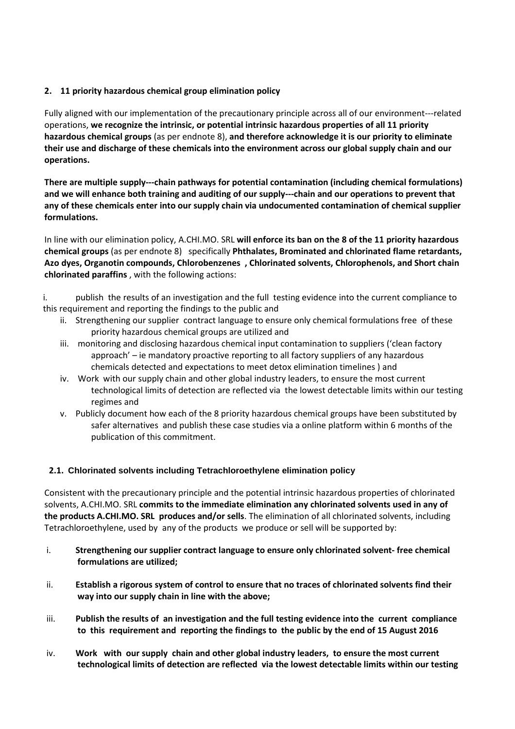## 2. 11 priority hazardous chemical group elimination policy

Fully aligned with our implementation of the precautionary principle across all of our environment---related operations, **we recognize the intrinsic, or potential intrinsic hazardous properties of all 11 priority hazardous chemical groups** (as per endnote 8), **and therefore acknowledge it is our priority to eliminate their use and discharge of these chemicals into the environment across our global supply chain and our operations.**

**There are multiple supply---chain pathways for potential contamination (including chemical formulations) and we will enhance both training and auditing of our supply---chain and our operations to prevent that any of these chemicals enter into our supply chain via undocumented contamination of chemical supplier formulations.**

In line with our elimination policy, A.CHI.MO. SRL **will enforce its ban on the 8 of the 11 priority hazardous chemical groups** (as per endnote 8) specifically **Phthalates, Brominated and chlorinated flame retardants, Azo dyes, Organotin compounds, Chlorobenzenes , Chlorinated solvents, Chlorophenols, and Short chain chlorinated paraffins** , with the following actions:

i. publish the results of an investigation and the full testing evidence into the current compliance to this requirement and reporting the findings to the public and

ii. Strengthening our supplier contract language to ensure only chemical formulations free of these priority hazardous chemical groups are utilized and

iii. monitoring and disclosing hazardous chemical input contamination to suppliers ('clean factory approach' – ie mandatory proactive reporting to all factory suppliers of any hazardous chemicals detected and expectations to meet detox elimination timelines ) and

iv. Work with our supply chain and other global industry leaders, to ensure the most current technological limits of detection are reflected via the lowest detectable limits within our testing regimes and

v. Publicly document how each of the 8 priority hazardous chemical groups have been substituted by safer alternatives and publish these case studies via a online platform within 6 months of the publication of this commitment.

### 2.1. Chlorinated solvents including Tetrachloroethylene elimination policy

Consistent with the precautionary principle and the potential intrinsic hazardous properties of chlorinated solvents, A.CHI.MO. SRL **commits to the immediate elimination any chlorinated solvents used in any of the products A.CHI.MO. SRL produces and/or sells**. The elimination of all chlorinated solvents, including Tetrachloroethylene, used by any of the products we produce or sell will be supported by:

i. **Strengthening our supplier contract language to ensure only chlorinated solvent- free chemical formulations are utilized;**

ii. **Establish a rigorous system of control to ensure that no traces of chlorinated solvents find their way into our supply chain in line with the above;**

iii. **Publish the results of an investigation and the full testing evidence into the current compliance to this requirement and reporting the findings to the public by the end of 15 August 2016**

iv. **Work with our supply chain and other global industry leaders, to ensure the most current technological limits of detection are reflected via the lowest detectable limits within our testing**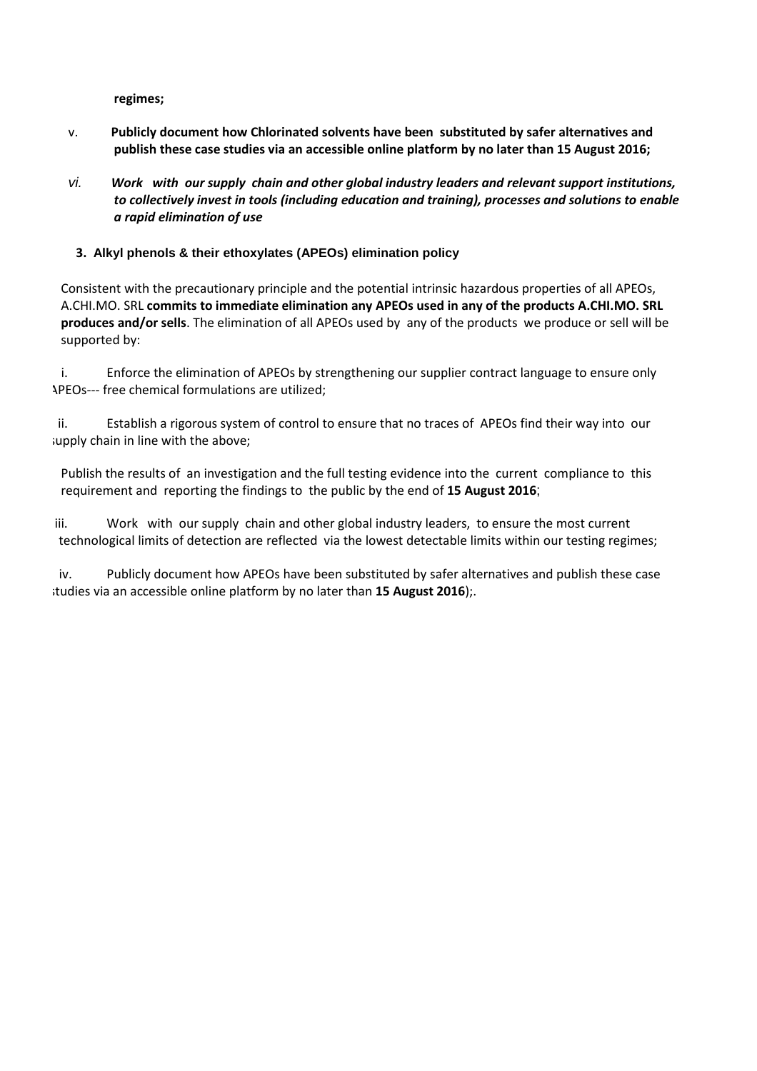**regimes;**

v. **Publicly document how Chlorinated solvents have been substituted by safer alternatives and publish these case studies via an accessible online platform by no later than 15 August 2016;**

*vi.* ***Work with our supply chain and other global industry leaders and relevant support institutions, to collectively invest in tools (including education and training), processes and solutions to enable a rapid elimination of use***

### 3. Alkyl phenols & their ethoxylates (APEOs) elimination policy

Consistent with the precautionary principle and the potential intrinsic hazardous properties of all APEOs, A.CHI.MO. SRL **commits to immediate elimination any APEOs used in any of the products A.CHI.MO. SRL produces and/or sells**. The elimination of all APEOs used by any of the products we produce or sell will be supported by:

i. Enforce the elimination of APEOs by strengthening our supplier contract language to ensure only APEOs--- free chemical formulations are utilized;

ii. Establish a rigorous system of control to ensure that no traces of APEOs find their way into our supply chain in line with the above;

Publish the results of an investigation and the full testing evidence into the current compliance to this requirement and reporting the findings to the public by the end of **15 August 2016**;

iii. Work with our supply chain and other global industry leaders, to ensure the most current technological limits of detection are reflected via the lowest detectable limits within our testing regimes;

iv. Publicly document how APEOs have been substituted by safer alternatives and publish these case studies via an accessible online platform by no later than **15 August 2016**);.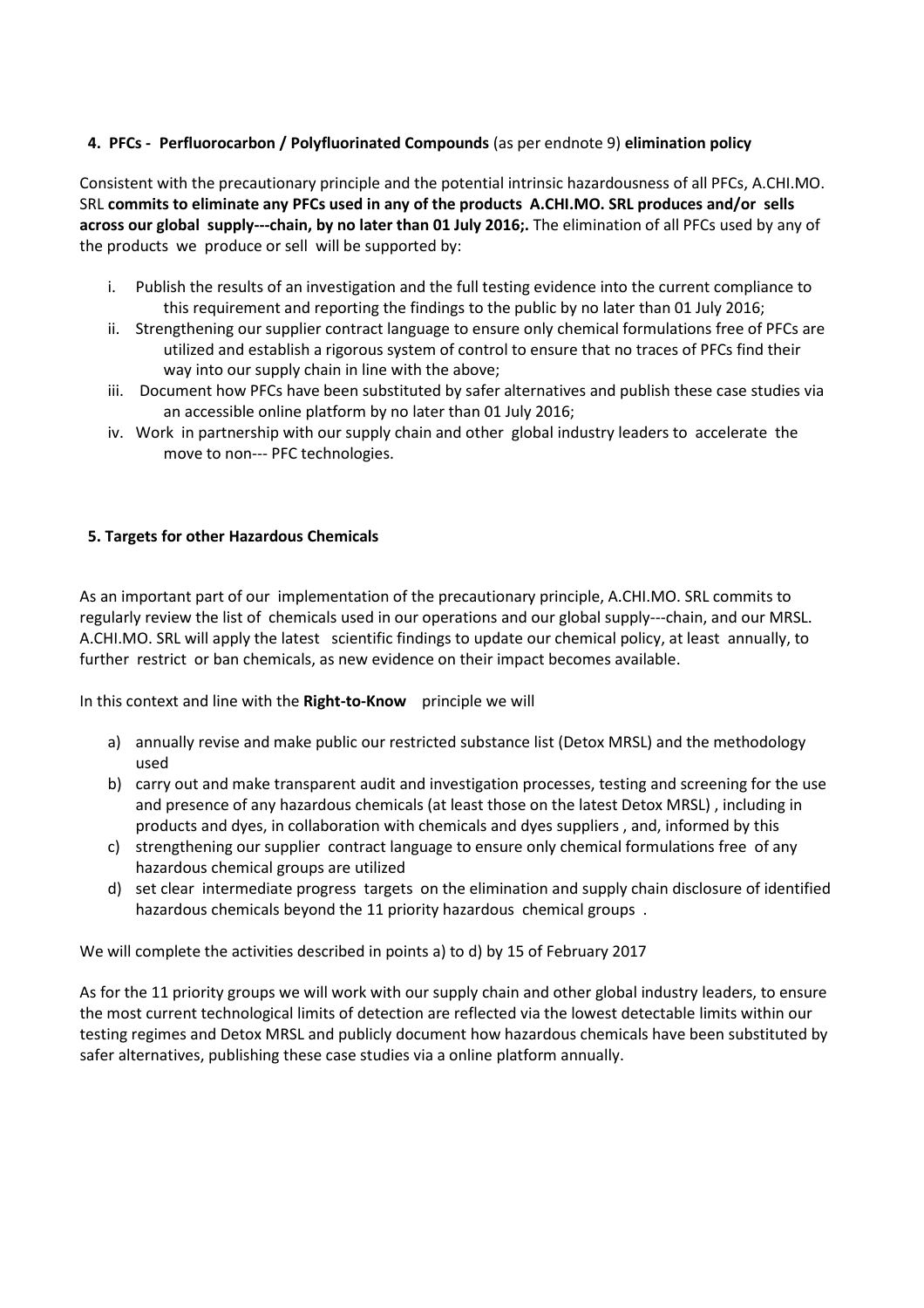## 4. PFCs - Perfluorocarbon / Polyfluorinated Compounds (as per endnote 9) elimination policy

Consistent with the precautionary principle and the potential intrinsic hazardousness of all PFCs, A.CHI.MO. SRL **commits to eliminate any PFCs used in any of the products A.CHI.MO. SRL produces and/or sells across our global supply---chain, by no later than 01 July 2016;.** The elimination of all PFCs used by any of the products we produce or sell will be supported by:

i. Publish the results of an investigation and the full testing evidence into the current compliance to this requirement and reporting the findings to the public by no later than 01 July 2016;
ii. Strengthening our supplier contract language to ensure only chemical formulations free of PFCs are utilized and establish a rigorous system of control to ensure that no traces of PFCs find their way into our supply chain in line with the above;
iii. Document how PFCs have been substituted by safer alternatives and publish these case studies via an accessible online platform by no later than 01 July 2016;
iv. Work in partnership with our supply chain and other global industry leaders to accelerate the move to non--- PFC technologies.

## 5. Targets for other Hazardous Chemicals

As an important part of our implementation of the precautionary principle, A.CHI.MO. SRL commits to regularly review the list of chemicals used in our operations and our global supply---chain, and our MRSL. A.CHI.MO. SRL will apply the latest scientific findings to update our chemical policy, at least annually, to further restrict or ban chemicals, as new evidence on their impact becomes available.

In this context and line with the **Right-to-Know** principle we will

a) annually revise and make public our restricted substance list (Detox MRSL) and the methodology used
b) carry out and make transparent audit and investigation processes, testing and screening for the use and presence of any hazardous chemicals (at least those on the latest Detox MRSL) , including in products and dyes, in collaboration with chemicals and dyes suppliers , and, informed by this
c) strengthening our supplier contract language to ensure only chemical formulations free of any hazardous chemical groups are utilized
d) set clear intermediate progress targets on the elimination and supply chain disclosure of identified hazardous chemicals beyond the 11 priority hazardous chemical groups .

We will complete the activities described in points a) to d) by 15 of February 2017

As for the 11 priority groups we will work with our supply chain and other global industry leaders, to ensure the most current technological limits of detection are reflected via the lowest detectable limits within our testing regimes and Detox MRSL and publicly document how hazardous chemicals have been substituted by safer alternatives, publishing these case studies via a online platform annually.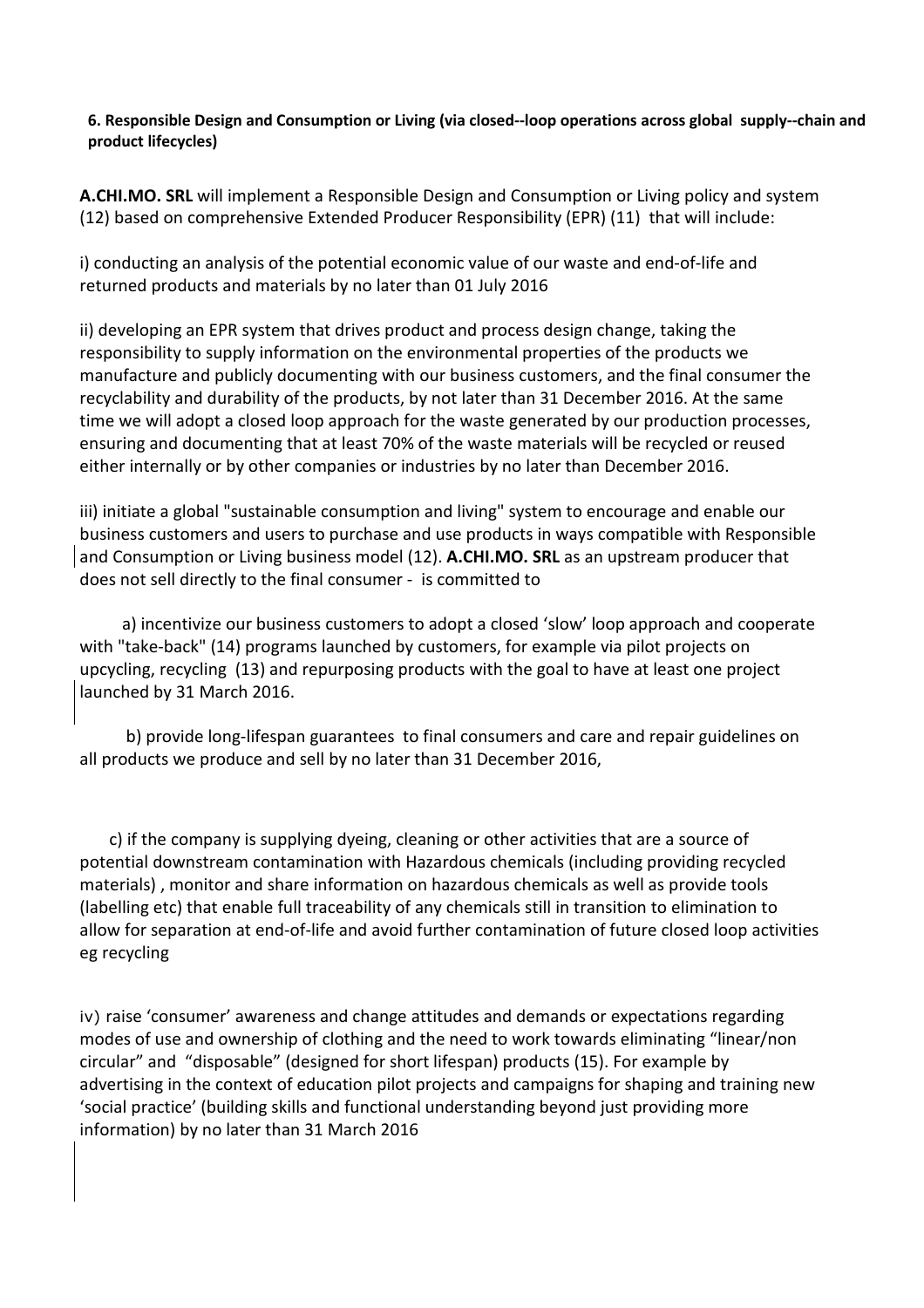**6. Responsible Design and Consumption or Living (via closed--loop operations across global supply--chain and product lifecycles)**

**A.CHI.MO. SRL** will implement a Responsible Design and Consumption or Living policy and system (12) based on comprehensive Extended Producer Responsibility (EPR) (11) that will include:

i) conducting an analysis of the potential economic value of our waste and end-of-life and returned products and materials by no later than 01 July 2016

ii) developing an EPR system that drives product and process design change, taking the responsibility to supply information on the environmental properties of the products we manufacture and publicly documenting with our business customers, and the final consumer the recyclability and durability of the products, by not later than 31 December 2016. At the same time we will adopt a closed loop approach for the waste generated by our production processes, ensuring and documenting that at least 70% of the waste materials will be recycled or reused either internally or by other companies or industries by no later than December 2016.

iii) initiate a global "sustainable consumption and living" system to encourage and enable our business customers and users to purchase and use products in ways compatible with Responsible and Consumption or Living business model (12). **A.CHI.MO. SRL** as an upstream producer that does not sell directly to the final consumer - is committed to

a) incentivize our business customers to adopt a closed 'slow' loop approach and cooperate with "take-back" (14) programs launched by customers, for example via pilot projects on upcycling, recycling (13) and repurposing products with the goal to have at least one project launched by 31 March 2016.

b) provide long-lifespan guarantees to final consumers and care and repair guidelines on all products we produce and sell by no later than 31 December 2016,

c) if the company is supplying dyeing, cleaning or other activities that are a source of potential downstream contamination with Hazardous chemicals (including providing recycled materials) , monitor and share information on hazardous chemicals as well as provide tools (labelling etc) that enable full traceability of any chemicals still in transition to elimination to allow for separation at end-of-life and avoid further contamination of future closed loop activities eg recycling

iv) raise 'consumer' awareness and change attitudes and demands or expectations regarding modes of use and ownership of clothing and the need to work towards eliminating "linear/non circular" and "disposable" (designed for short lifespan) products (15). For example by advertising in the context of education pilot projects and campaigns for shaping and training new 'social practice' (building skills and functional understanding beyond just providing more information) by no later than 31 March 2016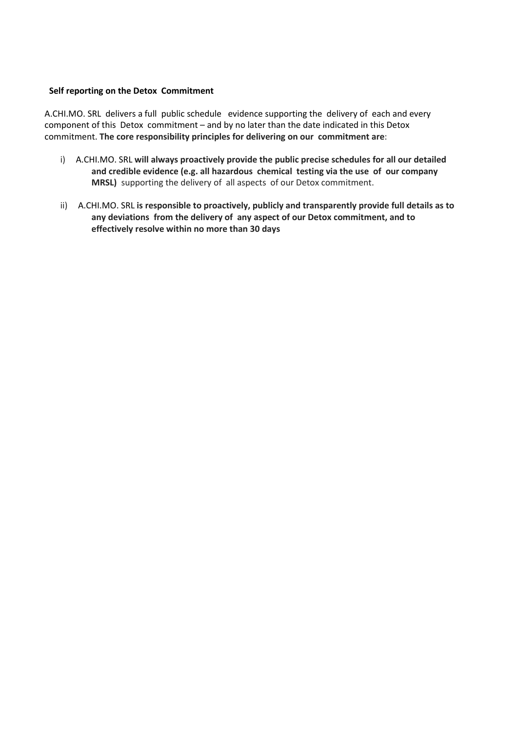**Self reporting on the Detox Commitment**

A.CHI.MO. SRL delivers a full public schedule evidence supporting the delivery of each and every component of this Detox commitment – and by no later than the date indicated in this Detox commitment. **The core responsibility principles for delivering on our commitment are**:

i) A.CHI.MO. SRL **will always proactively provide the public precise schedules for all our detailed and credible evidence (e.g. all hazardous chemical testing via the use of our company MRSL)** supporting the delivery of all aspects of our Detox commitment.

ii) A.CHI.MO. SRL **is responsible to proactively, publicly and transparently provide full details as to any deviations from the delivery of any aspect of our Detox commitment, and to effectively resolve within no more than 30 days**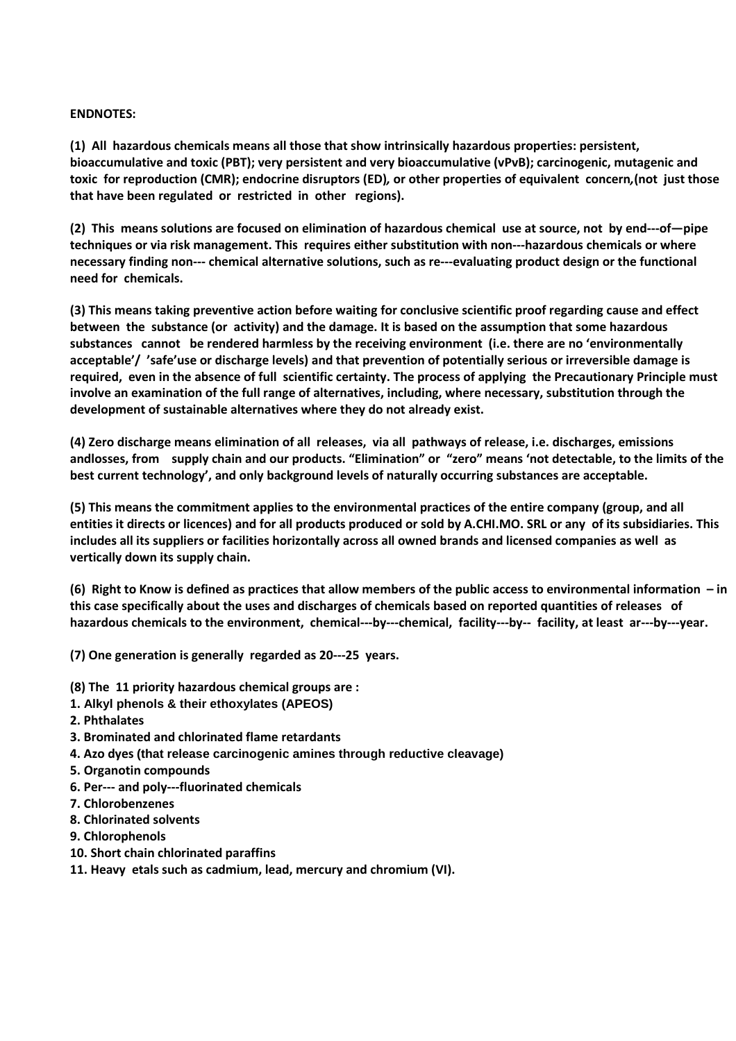**ENDNOTES:**

**(1) All hazardous chemicals means all those that show intrinsically hazardous properties: persistent, bioaccumulative and toxic (PBT); very persistent and very bioaccumulative (vPvB); carcinogenic, mutagenic and toxic for reproduction (CMR); endocrine disruptors (ED), or other properties of equivalent concern,(not just those that have been regulated or restricted in other regions).**

**(2) This means solutions are focused on elimination of hazardous chemical use at source, not by end---of—pipe techniques or via risk management. This requires either substitution with non---hazardous chemicals or where necessary finding non--- chemical alternative solutions, such as re---evaluating product design or the functional need for chemicals.**

**(3) This means taking preventive action before waiting for conclusive scientific proof regarding cause and effect between the substance (or activity) and the damage. It is based on the assumption that some hazardous substances cannot be rendered harmless by the receiving environment (i.e. there are no 'environmentally acceptable'/ 'safe'use or discharge levels) and that prevention of potentially serious or irreversible damage is required, even in the absence of full scientific certainty. The process of applying the Precautionary Principle must involve an examination of the full range of alternatives, including, where necessary, substitution through the development of sustainable alternatives where they do not already exist.**

**(4) Zero discharge means elimination of all releases, via all pathways of release, i.e. discharges, emissions andlosses, from supply chain and our products. "Elimination" or "zero" means 'not detectable, to the limits of the best current technology', and only background levels of naturally occurring substances are acceptable.**

**(5) This means the commitment applies to the environmental practices of the entire company (group, and all entities it directs or licences) and for all products produced or sold by A.CHI.MO. SRL or any of its subsidiaries. This includes all its suppliers or facilities horizontally across all owned brands and licensed companies as well as vertically down its supply chain.**

**(6) Right to Know is defined as practices that allow members of the public access to environmental information – in this case specifically about the uses and discharges of chemicals based on reported quantities of releases of hazardous chemicals to the environment, chemical---by---chemical, facility---by-- facility, at least ar---by---year.**

**(7) One generation is generally regarded as 20---25 years.**

**(8) The 11 priority hazardous chemical groups are :**

**1. Alkyl phenols & their ethoxylates (APEOS)**
**2. Phthalates**
**3. Brominated and chlorinated flame retardants**
**4. Azo dyes (that release carcinogenic amines through reductive cleavage)**
**5. Organotin compounds**
**6. Per--- and poly---fluorinated chemicals**
**7. Chlorobenzenes**
**8. Chlorinated solvents**
**9. Chlorophenols**
**10. Short chain chlorinated paraffins**
**11. Heavy etals such as cadmium, lead, mercury and chromium (VI).**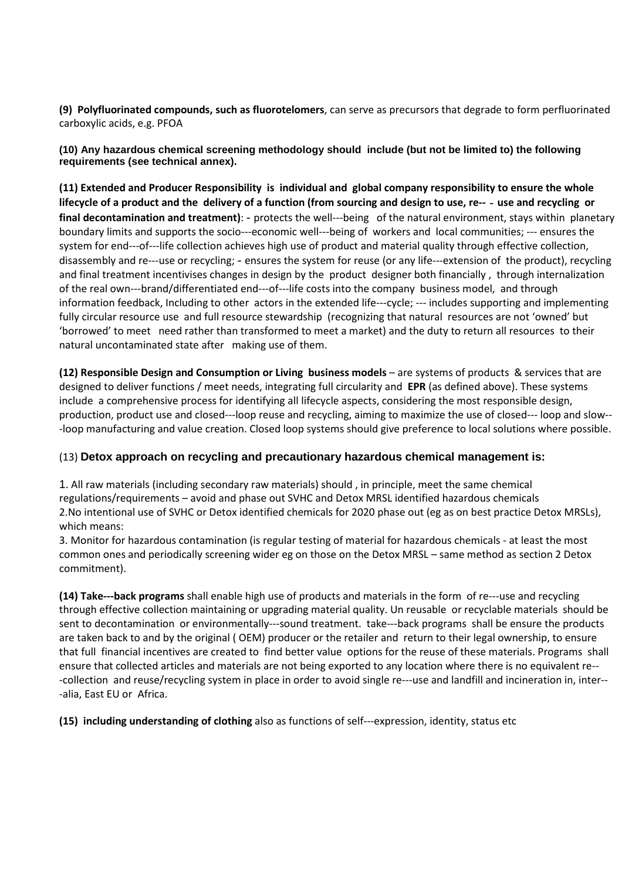**(9) Polyfluorinated compounds, such as fluorotelomers**, can serve as precursors that degrade to form perfluorinated carboxylic acids, e.g. PFOA

**(10) Any hazardous chemical screening methodology should include (but not be limited to) the following requirements (see technical annex).**

**(11) Extended and Producer Responsibility is individual and global company responsibility to ensure the whole lifecycle of a product and the delivery of a function (from sourcing and design to use, re--- use and recycling or final decontamination and treatment)**: - protects the well---being of the natural environment, stays within planetary boundary limits and supports the socio---economic well---being of workers and local communities; --- ensures the system for end---of---life collection achieves high use of product and material quality through effective collection, disassembly and re---use or recycling; - ensures the system for reuse (or any life---extension of the product), recycling and final treatment incentivises changes in design by the product designer both financially , through internalization of the real own---brand/differentiated end---of---life costs into the company business model, and through information feedback, Including to other actors in the extended life---cycle; --- includes supporting and implementing fully circular resource use and full resource stewardship (recognizing that natural resources are not 'owned' but 'borrowed' to meet need rather than transformed to meet a market) and the duty to return all resources to their natural uncontaminated state after making use of them.

**(12) Responsible Design and Consumption or Living business models** – are systems of products & services that are designed to deliver functions / meet needs, integrating full circularity and **EPR** (as defined above). These systems include a comprehensive process for identifying all lifecycle aspects, considering the most responsible design, production, product use and closed---loop reuse and recycling, aiming to maximize the use of closed--- loop and slow---loop manufacturing and value creation. Closed loop systems should give preference to local solutions where possible.

(13) **Detox approach on recycling and precautionary hazardous chemical management is:**

1. All raw materials (including secondary raw materials) should , in principle, meet the same chemical regulations/requirements – avoid and phase out SVHC and Detox MRSL identified hazardous chemicals
2. No intentional use of SVHC or Detox identified chemicals for 2020 phase out (eg as on best practice Detox MRSLs), which means:
3. Monitor for hazardous contamination (is regular testing of material for hazardous chemicals - at least the most common ones and periodically screening wider eg on those on the Detox MRSL – same method as section 2 Detox commitment).

**(14) Take---back programs** shall enable high use of products and materials in the form of re---use and recycling through effective collection maintaining or upgrading material quality. Un reusable or recyclable materials should be sent to decontamination or environmentally---sound treatment. take---back programs shall be ensure the products are taken back to and by the original ( OEM) producer or the retailer and return to their legal ownership, to ensure that full financial incentives are created to find better value options for the reuse of these materials. Programs shall ensure that collected articles and materials are not being exported to any location where there is no equivalent re---collection and reuse/recycling system in place in order to avoid single re---use and landfill and incineration in, inter---alia, East EU or Africa.

**(15) including understanding of clothing** also as functions of self---expression, identity, status etc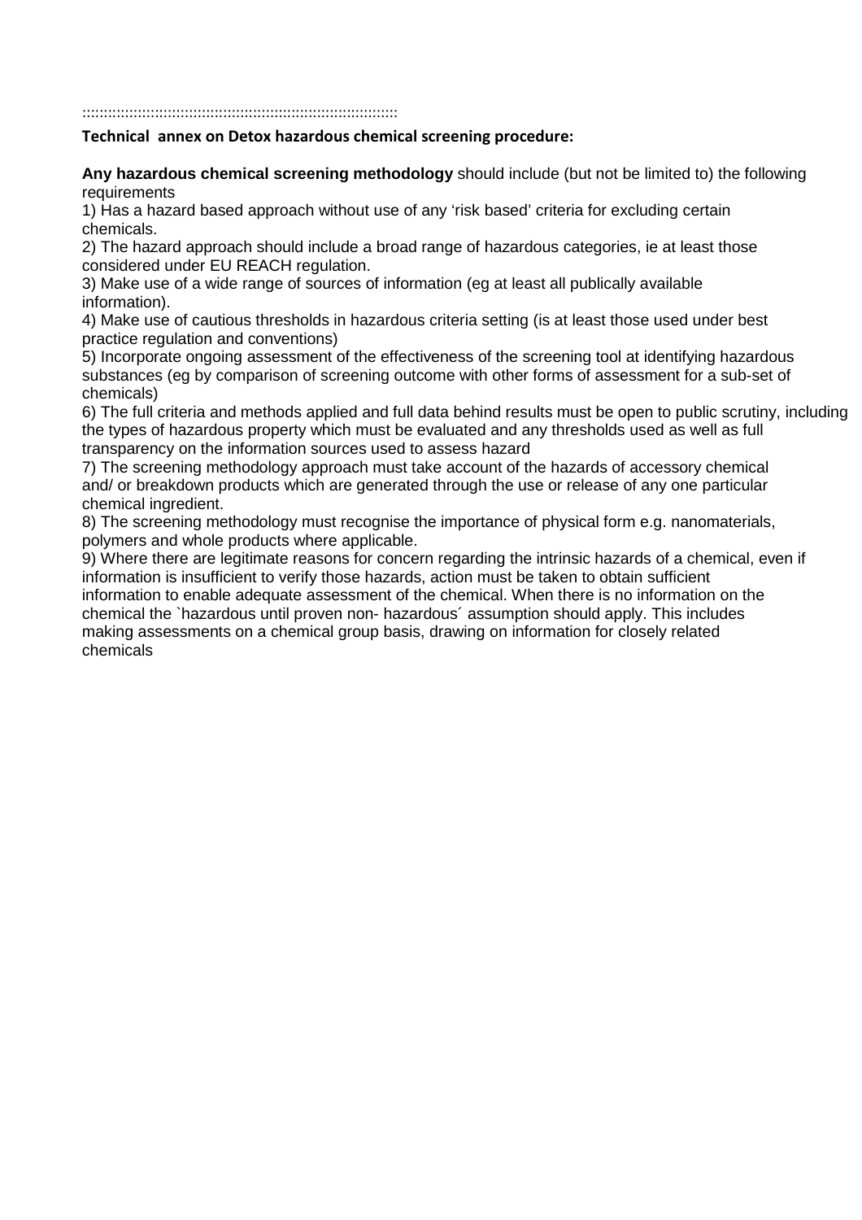::::::::::::::::::::::::::::::::::::::::::::::::::::::::::::::::::::::::::::

**Technical annex on Detox hazardous chemical screening procedure:**

**Any hazardous chemical screening methodology** should include (but not be limited to) the following requirements

1) Has a hazard based approach without use of any 'risk based' criteria for excluding certain chemicals.
2) The hazard approach should include a broad range of hazardous categories, ie at least those considered under EU REACH regulation.
3) Make use of a wide range of sources of information (eg at least all publically available information).
4) Make use of cautious thresholds in hazardous criteria setting (is at least those used under best practice regulation and conventions)
5) Incorporate ongoing assessment of the effectiveness of the screening tool at identifying hazardous substances (eg by comparison of screening outcome with other forms of assessment for a sub-set of chemicals)
6) The full criteria and methods applied and full data behind results must be open to public scrutiny, including the types of hazardous property which must be evaluated and any thresholds used as well as full transparency on the information sources used to assess hazard
7) The screening methodology approach must take account of the hazards of accessory chemical and/ or breakdown products which are generated through the use or release of any one particular chemical ingredient.
8) The screening methodology must recognise the importance of physical form e.g. nanomaterials, polymers and whole products where applicable.
9) Where there are legitimate reasons for concern regarding the intrinsic hazards of a chemical, even if information is insufficient to verify those hazards, action must be taken to obtain sufficient information to enable adequate assessment of the chemical. When there is no information on the chemical the `hazardous until proven non- hazardous´ assumption should apply. This includes making assessments on a chemical group basis, drawing on information for closely related chemicals